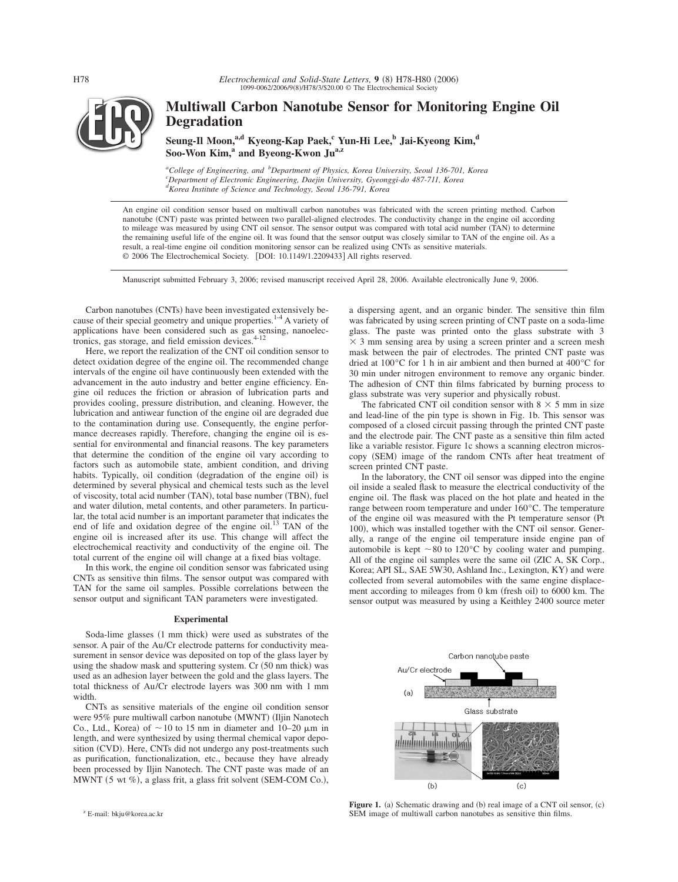# Multiwall Carbon Nanotube Sensor for Monitoring Engine Oil Degradation

**Seung-Il Moon,[a,d] Kyeong-Kap Paek,[c] Yun-Hi Lee,[b] Jai-Kyeong Kim,[d] Soo-Won Kim,[a] and Byeong-Kwon Ju[a,z]**

[a]*College of Engineering, and* [b]*Department of Physics, Korea University, Seoul 136-701, Korea*
[c]*Department of Electronic Engineering, Daejin University, Gyeonggi-do 487-711, Korea*
[d]*Korea Institute of Science and Technology, Seoul 136-791, Korea*

An engine oil condition sensor based on multiwall carbon nanotubes was fabricated with the screen printing method. Carbon nanotube (CNT) paste was printed between two parallel-aligned electrodes. The conductivity change in the engine oil according to mileage was measured by using CNT oil sensor. The sensor output was compared with total acid number (TAN) to determine the remaining useful life of the engine oil. It was found that the sensor output was closely similar to TAN of the engine oil. As a result, a real-time engine oil condition monitoring sensor can be realized using CNTs as sensitive materials.
© 2006 The Electrochemical Society. [DOI: 10.1149/1.2209433] All rights reserved.

Manuscript submitted February 3, 2006; revised manuscript received April 28, 2006. Available electronically June 9, 2006.

Carbon nanotubes (CNTs) have been investigated extensively because of their special geometry and unique properties.[1-4] A variety of applications have been considered such as gas sensing, nanoelectronics, gas storage, and field emission devices.[4-12]

Here, we report the realization of the CNT oil condition sensor to detect oxidation degree of the engine oil. The recommended change intervals of the engine oil have continuously been extended with the advancement in the auto industry and better engine efficiency. Engine oil reduces the friction or abrasion of lubrication parts and provides cooling, pressure distribution, and cleaning. However, the lubrication and antiwear function of the engine oil are degraded due to the contamination during use. Consequently, the engine performance decreases rapidly. Therefore, changing the engine oil is essential for environmental and financial reasons. The key parameters that determine the condition of the engine oil vary according to factors such as automobile state, ambient condition, and driving habits. Typically, oil condition (degradation of the engine oil) is determined by several physical and chemical tests such as the level of viscosity, total acid number (TAN), total base number (TBN), fuel and water dilution, metal contents, and other parameters. In particular, the total acid number is an important parameter that indicates the end of life and oxidation degree of the engine oil.[13] TAN of the engine oil is increased after its use. This change will affect the electrochemical reactivity and conductivity of the engine oil. The total current of the engine oil will change at a fixed bias voltage.

In this work, the engine oil condition sensor was fabricated using CNTs as sensitive thin films. The sensor output was compared with TAN for the same oil samples. Possible correlations between the sensor output and significant TAN parameters were investigated.

## Experimental

Soda-lime glasses (1 mm thick) were used as substrates of the sensor. A pair of the Au/Cr electrode patterns for conductivity measurement in sensor device was deposited on top of the glass layer by using the shadow mask and sputtering system. Cr (50 nm thick) was used as an adhesion layer between the gold and the glass layers. The total thickness of Au/Cr electrode layers was 300 nm with 1 mm width.

CNTs as sensitive materials of the engine oil condition sensor were 95% pure multiwall carbon nanotube (MWNT) (Iljin Nanotech Co., Ltd., Korea) of ~10 to 15 nm in diameter and 10–20 μm in length, and were synthesized by using thermal chemical vapor deposition (CVD). Here, CNTs did not undergo any post-treatments such as purification, functionalization, etc., because they have already been processed by Iljin Nanotech. The CNT paste was made of an MWNT (5 wt %), a glass frit, a glass frit solvent (SEM-COM Co.), a dispersing agent, and an organic binder. The sensitive thin film was fabricated by using screen printing of CNT paste on a soda-lime glass. The paste was printed onto the glass substrate with 3 × 3 mm sensing area by using a screen printer and a screen mesh mask between the pair of electrodes. The printed CNT paste was dried at 100°C for 1 h in air ambient and then burned at 400°C for 30 min under nitrogen environment to remove any organic binder. The adhesion of CNT thin films fabricated by burning process to glass substrate was very superior and physically robust.

The fabricated CNT oil condition sensor with 8 × 5 mm in size and lead-line of the pin type is shown in Fig. 1b. This sensor was composed of a closed circuit passing through the printed CNT paste and the electrode pair. The CNT paste as a sensitive thin film acted like a variable resistor. Figure 1c shows a scanning electron microscopy (SEM) image of the random CNTs after heat treatment of screen printed CNT paste.

In the laboratory, the CNT oil sensor was dipped into the engine oil inside a sealed flask to measure the electrical conductivity of the engine oil. The flask was placed on the hot plate and heated in the range between room temperature and under 160°C. The temperature of the engine oil was measured with the Pt temperature sensor (Pt 100), which was installed together with the CNT oil sensor. Generally, a range of the engine oil temperature inside engine pan of automobile is kept ~80 to 120°C by cooling water and pumping. All of the engine oil samples were the same oil (ZIC A, SK Corp., Korea; API SL, SAE 5W30, Ashland Inc., Lexington, KY) and were collected from several automobiles with the same engine displacement according to mileages from 0 km (fresh oil) to 6000 km. The sensor output was measured by using a Keithley 2400 source meter

**Figure 1.** (a) Schematic drawing and (b) real image of a CNT oil sensor, (c) SEM image of multiwall carbon nanotubes as sensitive thin films.

[z] E-mail: bkju@korea.ac.kr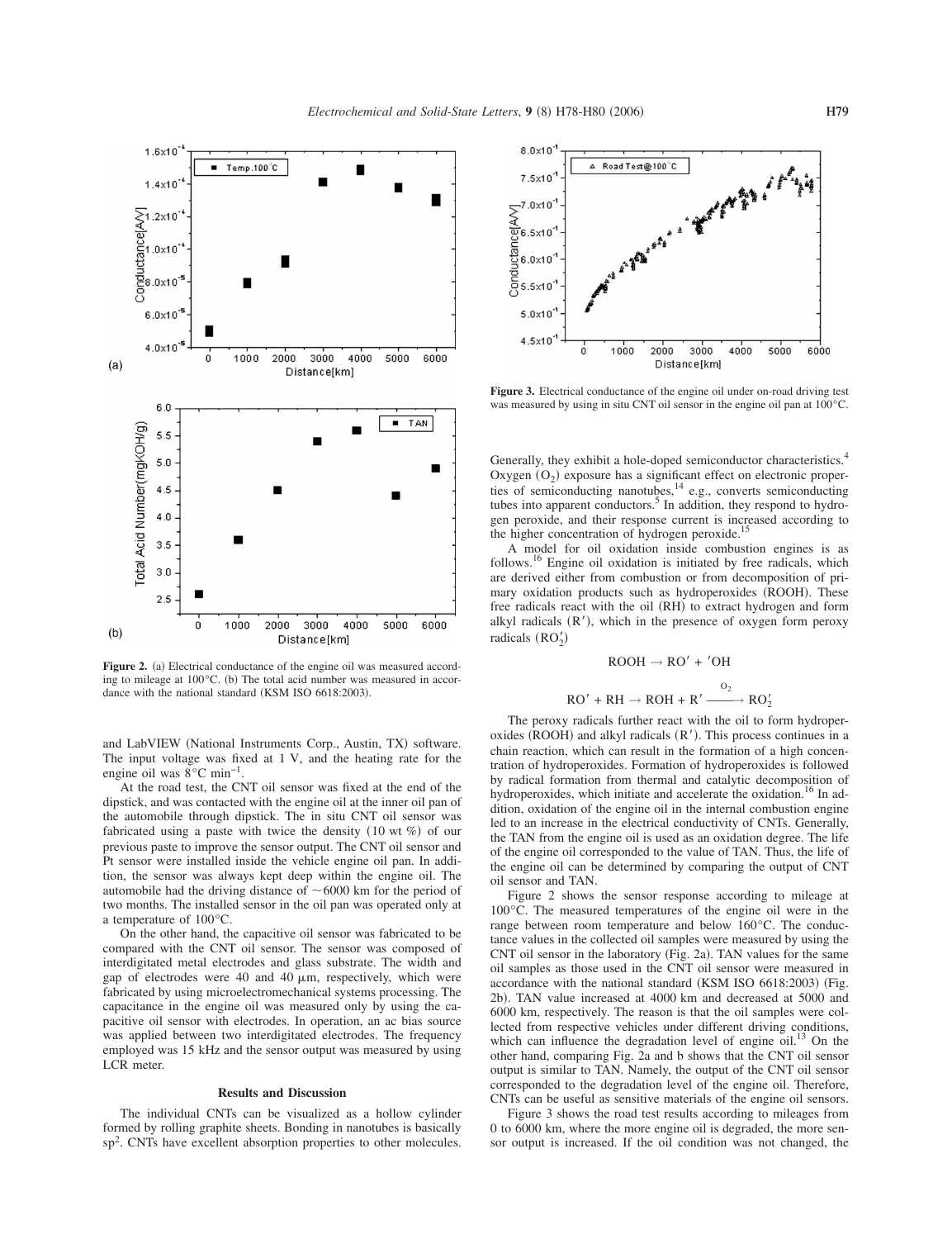**Figure 2.** (a) Electrical conductance of the engine oil was measured according to mileage at 100°C. (b) The total acid number was measured in accordance with the national standard (KSM ISO 6618:2003).

and LabVIEW (National Instruments Corp., Austin, TX) software. The input voltage was fixed at 1 V, and the heating rate for the engine oil was 8°C $min^{-1}$.

At the road test, the CNT oil sensor was fixed at the end of the dipstick, and was contacted with the engine oil at the inner oil pan of the automobile through dipstick. The in situ CNT oil sensor was fabricated using a paste with twice the density (10 wt %) of our previous paste to improve the sensor output. The CNT oil sensor and Pt sensor were installed inside the vehicle engine oil pan. In addition, the sensor was always kept deep within the engine oil. The automobile had the driving distance of ~6000 km for the period of two months. The installed sensor in the oil pan was operated only at a temperature of 100°C.

On the other hand, the capacitive oil sensor was fabricated to be compared with the CNT oil sensor. The sensor was composed of interdigitated metal electrodes and glass substrate. The width and gap of electrodes were 40 and 40 μm, respectively, which were fabricated by using microelectromechanical systems processing. The capacitance in the engine oil was measured only by using the capacitive oil sensor with electrodes. In operation, an ac bias source was applied between two interdigitated electrodes. The frequency employed was 15 kHz and the sensor output was measured by using LCR meter.

## Results and Discussion

The individual CNTs can be visualized as a hollow cylinder formed by rolling graphite sheets. Bonding in nanotubes is basically $sp^2$. CNTs have excellent absorption properties to other molecules.

**Figure 3.** Electrical conductance of the engine oil under on-road driving test was measured by using in situ CNT oil sensor in the engine oil pan at 100°C.

Generally, they exhibit a hole-doped semiconductor characteristics.[4] Oxygen ($O_2$) exposure has a significant effect on electronic properties of semiconducting nanotubes,[14] e.g., converts semiconducting tubes into apparent conductors.[5] In addition, they respond to hydrogen peroxide, and their response current is increased according to the higher concentration of hydrogen peroxide.[15]

A model for oil oxidation inside combustion engines is as follows.[16] Engine oil oxidation is initiated by free radicals, which are derived either from combustion or from decomposition of primary oxidation products such as hydroperoxides (ROOH). These free radicals react with the oil (RH) to extract hydrogen and form alkyl radicals (R′), which in the presence of oxygen form peroxy radicals ($RO_2'$)

$$ROOH \rightarrow RO' + {}'OH$$

$$RO' + RH \rightarrow ROH + R' \xrightarrow{O_2} RO_2'$$

The peroxy radicals further react with the oil to form hydroperoxides (ROOH) and alkyl radicals (R′). This process continues in a chain reaction, which can result in the formation of a high concentration of hydroperoxides. Formation of hydroperoxides is followed by radical formation from thermal and catalytic decomposition of hydroperoxides, which initiate and accelerate the oxidation.[16] In addition, oxidation of the engine oil in the internal combustion engine led to an increase in the electrical conductivity of CNTs. Generally, the TAN from the engine oil is used as an oxidation degree. The life of the engine oil corresponded to the value of TAN. Thus, the life of the engine oil can be determined by comparing the output of CNT oil sensor and TAN.

Figure 2 shows the sensor response according to mileage at 100°C. The measured temperatures of the engine oil were in the range between room temperature and below 160°C. The conductance values in the collected oil samples were measured by using the CNT oil sensor in the laboratory (Fig. 2a). TAN values for the same oil samples as those used in the CNT oil sensor were measured in accordance with the national standard (KSM ISO 6618:2003) (Fig. 2b). TAN value increased at 4000 km and decreased at 5000 and 6000 km, respectively. The reason is that the oil samples were collected from respective vehicles under different driving conditions, which can influence the degradation level of engine oil.[13] On the other hand, comparing Fig. 2a and b shows that the CNT oil sensor output is similar to TAN. Namely, the output of the CNT oil sensor corresponded to the degradation level of the engine oil. Therefore, CNTs can be useful as sensitive materials of the engine oil sensors.

Figure 3 shows the road test results according to mileages from 0 to 6000 km, where the more engine oil is degraded, the more sensor output is increased. If the oil condition was not changed, the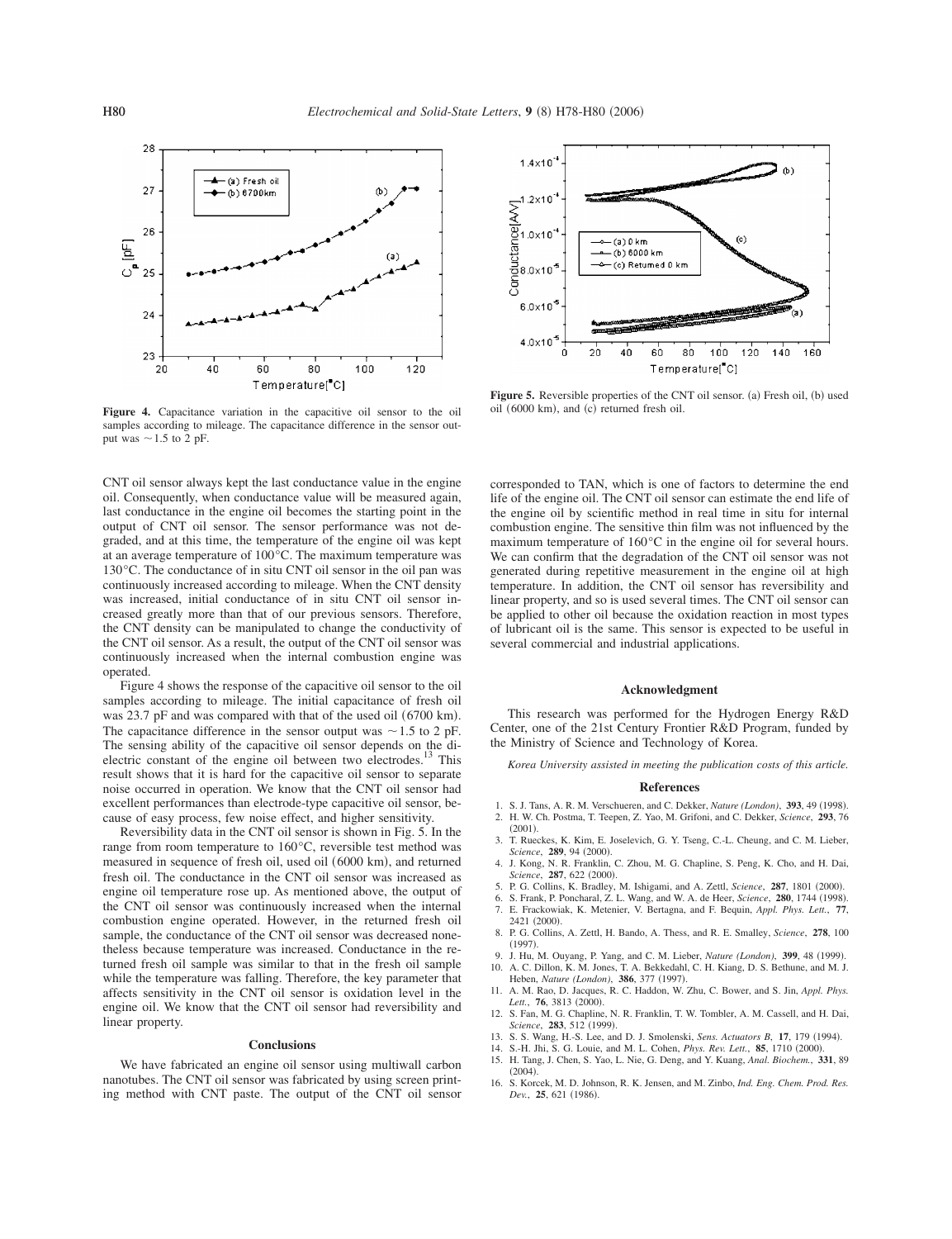28

27

26

25

24

23

20 40 60 80 100 120

Temperature[°C]

$C_p$ [pF]

(a) Fresh oil

(b) 6700km

(b)

(a)

**Figure 4.** Capacitance variation in the capacitive oil sensor to the oil samples according to mileage. The capacitance difference in the sensor output was ~1.5 to 2 pF.

$1.4\times10^{-4}$

$1.2\times10^{-4}$

$1.0\times10^{-4}$

$8.0\times10^{-5}$

$6.0\times10^{-5}$

$4.0\times10^{-5}$

0 20 40 60 80 100 120 140 160

Temperature[°C]

Conductance[A/V]

(a) 0 km

(b) 6000 km

(c) Returned 0 km

(b)

(c)

(a)

**Figure 5.** Reversible properties of the CNT oil sensor. (a) Fresh oil, (b) used oil (6000 km), and (c) returned fresh oil.

CNT oil sensor always kept the last conductance value in the engine oil. Consequently, when conductance value will be measured again, last conductance in the engine oil becomes the starting point in the output of CNT oil sensor. The sensor performance was not degraded, and at this time, the temperature of the engine oil was kept at an average temperature of 100°C. The maximum temperature was 130°C. The conductance of in situ CNT oil sensor in the oil pan was continuously increased according to mileage. When the CNT density was increased, initial conductance of in situ CNT oil sensor increased greatly more than that of our previous sensors. Therefore, the CNT density can be manipulated to change the conductivity of the CNT oil sensor. As a result, the output of the CNT oil sensor was continuously increased when the internal combustion engine was operated.

Figure 4 shows the response of the capacitive oil sensor to the oil samples according to mileage. The initial capacitance of fresh oil was 23.7 pF and was compared with that of the used oil (6700 km). The capacitance difference in the sensor output was ~1.5 to 2 pF. The sensing ability of the capacitive oil sensor depends on the dielectric constant of the engine oil between two electrodes.[13] This result shows that it is hard for the capacitive oil sensor to separate noise occurred in operation. We know that the CNT oil sensor had excellent performances than electrode-type capacitive oil sensor, because of easy process, few noise effect, and higher sensitivity.

Reversibility data in the CNT oil sensor is shown in Fig. 5. In the range from room temperature to 160°C, reversible test method was measured in sequence of fresh oil, used oil (6000 km), and returned fresh oil. The conductance in the CNT oil sensor was increased as engine oil temperature rose up. As mentioned above, the output of the CNT oil sensor was continuously increased when the internal combustion engine operated. However, in the returned fresh oil sample, the conductance of the CNT oil sensor was decreased nonetheless because temperature was increased. Conductance in the returned fresh oil sample was similar to that in the fresh oil sample while the temperature was falling. Therefore, the key parameter that affects sensitivity in the CNT oil sensor is oxidation level in the engine oil. We know that the CNT oil sensor had reversibility and linear property.

## Conclusions

We have fabricated an engine oil sensor using multiwall carbon nanotubes. The CNT oil sensor was fabricated by using screen printing method with CNT paste. The output of the CNT oil sensor corresponded to TAN, which is one of factors to determine the end life of the engine oil. The CNT oil sensor can estimate the end life of the engine oil by scientific method in real time in situ for internal combustion engine. The sensitive thin film was not influenced by the maximum temperature of 160°C in the engine oil for several hours. We can confirm that the degradation of the CNT oil sensor was not generated during repetitive measurement in the engine oil at high temperature. In addition, the CNT oil sensor has reversibility and linear property, and so is used several times. The CNT oil sensor can be applied to other oil because the oxidation reaction in most types of lubricant oil is the same. This sensor is expected to be useful in several commercial and industrial applications.

## Acknowledgment

This research was performed for the Hydrogen Energy R&D Center, one of the 21st Century Frontier R&D Program, funded by the Ministry of Science and Technology of Korea.

*Korea University assisted in meeting the publication costs of this article.*

## References

1. S. J. Tans, A. R. M. Verschueren, and C. Dekker, *Nature (London)*, **393**, 49 (1998).
2. H. W. Ch. Postma, T. Teepen, Z. Yao, M. Grifoni, and C. Dekker, *Science*, **293**, 76 (2001).
3. T. Rueckes, K. Kim, E. Joselevich, G. Y. Tseng, C.-L. Cheung, and C. M. Lieber, *Science*, **289**, 94 (2000).
4. J. Kong, N. R. Franklin, C. Zhou, M. G. Chapline, S. Peng, K. Cho, and H. Dai, *Science*, **287**, 622 (2000).
5. P. G. Collins, K. Bradley, M. Ishigami, and A. Zettl, *Science*, **287**, 1801 (2000).
6. S. Frank, P. Poncharal, Z. L. Wang, and W. A. de Heer, *Science*, **280**, 1744 (1998).
7. E. Frackowiak, K. Metenier, V. Bertagna, and F. Bequin, *Appl. Phys. Lett.*, **77**, 2421 (2000).
8. P. G. Collins, A. Zettl, H. Bando, A. Thess, and R. E. Smalley, *Science*, **278**, 100 (1997).
9. J. Hu, M. Ouyang, P. Yang, and C. M. Lieber, *Nature (London)*, **399**, 48 (1999).
10. A. C. Dillon, K. M. Jones, T. A. Bekkedahl, C. H. Kiang, D. S. Bethune, and M. J. Heben, *Nature (London)*, **386**, 377 (1997).
11. A. M. Rao, D. Jacques, R. C. Haddon, W. Zhu, C. Bower, and S. Jin, *Appl. Phys. Lett.*, **76**, 3813 (2000).
12. S. Fan, M. G. Chapline, N. R. Franklin, T. W. Tombler, A. M. Cassell, and H. Dai, *Science*, **283**, 512 (1999).
13. S. S. Wang, H.-S. Lee, and D. J. Smolenski, *Sens. Actuators B*, **17**, 179 (1994).
14. S.-H. Jhi, S. G. Louie, and M. L. Cohen, *Phys. Rev. Lett.*, **85**, 1710 (2000).
15. H. Tang, J. Chen, S. Yao, L. Nie, G. Deng, and Y. Kuang, *Anal. Biochem.*, **331**, 89 (2004).
16. S. Korcek, M. D. Johnson, R. K. Jensen, and M. Zinbo, *Ind. Eng. Chem. Prod. Res. Dev.*, **25**, 621 (1986).